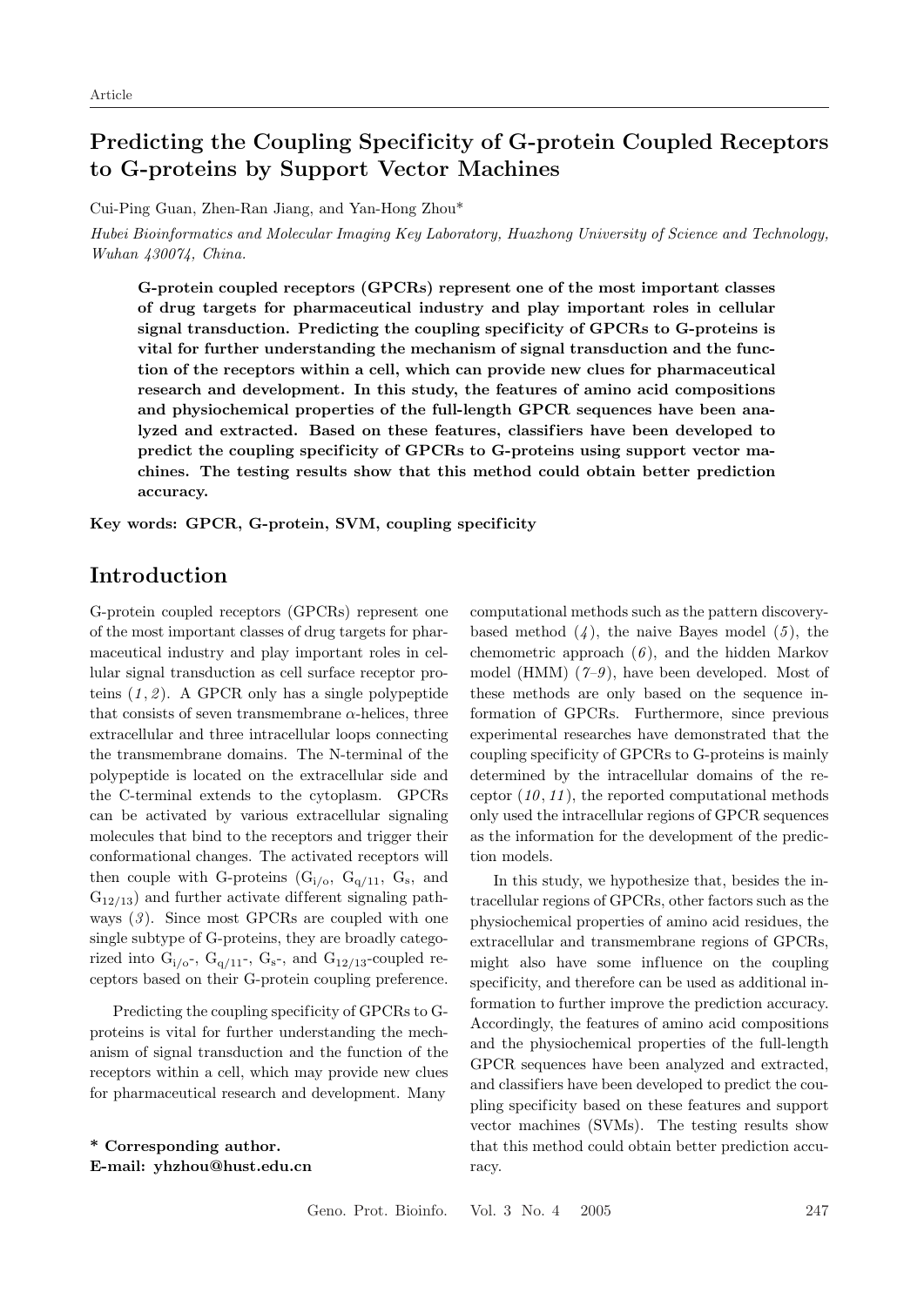# Predicting the Coupling Specificity of G-protein Coupled Receptors to G-proteins by Support Vector Machines

Cui-Ping Guan, Zhen-Ran Jiang, and Yan-Hong Zhou*

*Hubei Bioinformatics and Molecular Imaging Key Laboratory, Huazhong University of Science and Technology, Wuhan 430074, China.*

**G-protein coupled receptors (GPCRs) represent one of the most important classes of drug targets for pharmaceutical industry and play important roles in cellular signal transduction. Predicting the coupling specificity of GPCRs to G-proteins is vital for further understanding the mechanism of signal transduction and the function of the receptors within a cell, which can provide new clues for pharmaceutical research and development. In this study, the features of amino acid compositions and physiochemical properties of the full-length GPCR sequences have been analyzed and extracted. Based on these features, classifiers have been developed to predict the coupling specificity of GPCRs to G-proteins using support vector machines. The testing results show that this method could obtain better prediction accuracy.**

**Key words: GPCR, G-protein, SVM, coupling specificity**

## Introduction

G-protein coupled receptors (GPCRs) represent one of the most important classes of drug targets for pharmaceutical industry and play important roles in cellular signal transduction as cell surface receptor proteins (*1*, *2*). A GPCR only has a single polypeptide that consists of seven transmembrane $\alpha$-helices, three extracellular and three intracellular loops connecting the transmembrane domains. The N-terminal of the polypeptide is located on the extracellular side and the C-terminal extends to the cytoplasm. GPCRs can be activated by various extracellular signaling molecules that bind to the receptors and trigger their conformational changes. The activated receptors will then couple with G-proteins ($G_{i/o}$, $G_{q/11}$, $G_s$, and $G_{12/13}$) and further activate different signaling pathways (*3*). Since most GPCRs are coupled with one single subtype of G-proteins, they are broadly categorized into $G_{i/o}$-, $G_{q/11}$-, $G_s$-, and $G_{12/13}$-coupled receptors based on their G-protein coupling preference.

Predicting the coupling specificity of GPCRs to G-proteins is vital for further understanding the mechanism of signal transduction and the function of the receptors within a cell, which may provide new clues for pharmaceutical research and development. Many computational methods such as the pattern discovery-based method (*4*), the naive Bayes model (*5*), the chemometric approach (*6*), and the hidden Markov model (HMM) (*7–9*), have been developed. Most of these methods are only based on the sequence information of GPCRs. Furthermore, since previous experimental researches have demonstrated that the coupling specificity of GPCRs to G-proteins is mainly determined by the intracellular domains of the receptor (*10*, *11*), the reported computational methods only used the intracellular regions of GPCR sequences as the information for the development of the prediction models.

In this study, we hypothesize that, besides the intracellular regions of GPCRs, other factors such as the physiochemical properties of amino acid residues, the extracellular and transmembrane regions of GPCRs, might also have some influence on the coupling specificity, and therefore can be used as additional information to further improve the prediction accuracy. Accordingly, the features of amino acid compositions and the physiochemical properties of the full-length GPCR sequences have been analyzed and extracted, and classifiers have been developed to predict the coupling specificity based on these features and support vector machines (SVMs). The testing results show that this method could obtain better prediction accuracy.

**\* Corresponding author.**
**E-mail: yzhzhou@hust.edu.cn**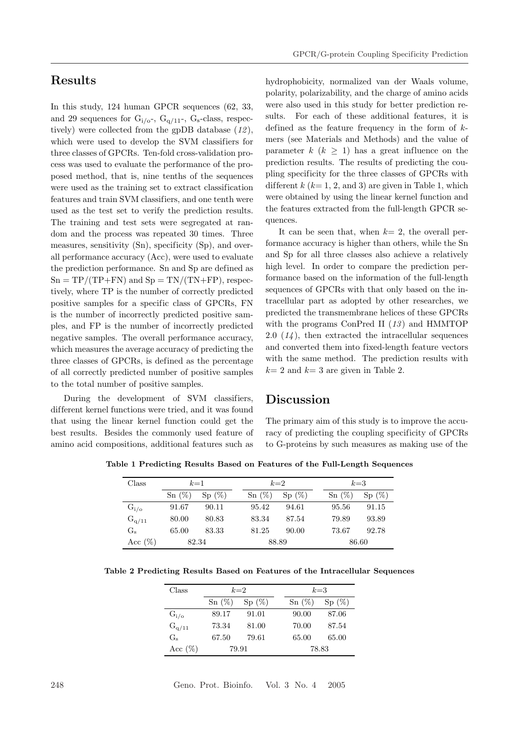## Results

In this study, 124 human GPCR sequences (62, 33, and 29 sequences for $G_{i/o}$-, $G_{q/11}$-, $G_s$-class, respectively) were collected from the gpDB database (*12*), which were used to develop the SVM classifiers for three classes of GPCRs. Ten-fold cross-validation process was used to evaluate the performance of the proposed method, that is, nine tenths of the sequences were used as the training set to extract classification features and train SVM classifiers, and one tenth were used as the test set to verify the prediction results. The training and test sets were segregated at random and the process was repeated 30 times. Three measures, sensitivity (Sn), specificity (Sp), and overall performance accuracy (Acc), were used to evaluate the prediction performance. Sn and Sp are defined as $\mathrm{Sn} = \mathrm{TP}/(\mathrm{TP}+\mathrm{FN})$ and $\mathrm{Sp} = \mathrm{TN}/(\mathrm{TN}+\mathrm{FP})$, respectively, where TP is the number of correctly predicted positive samples for a specific class of GPCRs, FN is the number of incorrectly predicted positive samples, and FP is the number of incorrectly predicted negative samples. The overall performance accuracy, which measures the average accuracy of predicting the three classes of GPCRs, is defined as the percentage of all correctly predicted number of positive samples to the total number of positive samples.

During the development of SVM classifiers, different kernel functions were tried, and it was found that using the linear kernel function could get the best results. Besides the commonly used feature of amino acid compositions, additional features such as hydrophobicity, normalized van der Waals volume, polarity, polarizability, and the charge of amino acids were also used in this study for better prediction results. For each of these additional features, it is defined as the feature frequency in the form of $k$-mers (see Materials and Methods) and the value of parameter $k$ ($k \geq 1$) has a great influence on the prediction results. The results of predicting the coupling specificity for the three classes of GPCRs with different $k$ ($k$= 1, 2, and 3) are given in Table 1, which were obtained by using the linear kernel function and the features extracted from the full-length GPCR sequences.

It can be seen that, when $k$= 2, the overall performance accuracy is higher than others, while the Sn and Sp for all three classes also achieve a relatively high level. In order to compare the prediction performance based on the information of the full-length sequences of GPCRs with that only based on the intracellular part as adopted by other researches, we predicted the transmembrane helices of these GPCRs with the programs ConPred II (*13*) and HMMTOP 2.0 (*14*), then extracted the intracellular sequences and converted them into fixed-length feature vectors with the same method. The prediction results with $k$= 2 and $k$= 3 are given in Table 2.

## Discussion

The primary aim of this study is to improve the accuracy of predicting the coupling specificity of GPCRs to G-proteins by such measures as making use of the

**Table 1 Predicting Results Based on Features of the Full-Length Sequences**

| Class | $k$=1 | | $k$=2 | | $k$=3 | |
|---|---|---|---|---|---|---|
| | Sn (%) | Sp (%) | Sn (%) | Sp (%) | Sn (%) | Sp (%) |
| $G_{i/o}$ | 91.67 | 90.11 | 95.42 | 94.61 | 95.56 | 91.15 |
| $G_{q/11}$ | 80.00 | 80.83 | 83.34 | 87.54 | 79.89 | 93.89 |
| $G_s$ | 65.00 | 83.33 | 81.25 | 90.00 | 73.67 | 92.78 |
| Acc (%) | 82.34 | | 88.89 | | 86.60 | |

**Table 2 Predicting Results Based on Features of the Intracellular Sequences**

| Class | $k$=2 | | $k$=3 | |
|---|---|---|---|---|
| | Sn (%) | Sp (%) | Sn (%) | Sp (%) |
| $G_{i/o}$ | 89.17 | 91.01 | 90.00 | 87.06 |
| $G_{q/11}$ | 73.34 | 81.00 | 70.00 | 87.54 |
| $G_s$ | 67.50 | 79.61 | 65.00 | 65.00 |
| Acc (%) | 79.91 | | 78.83 | |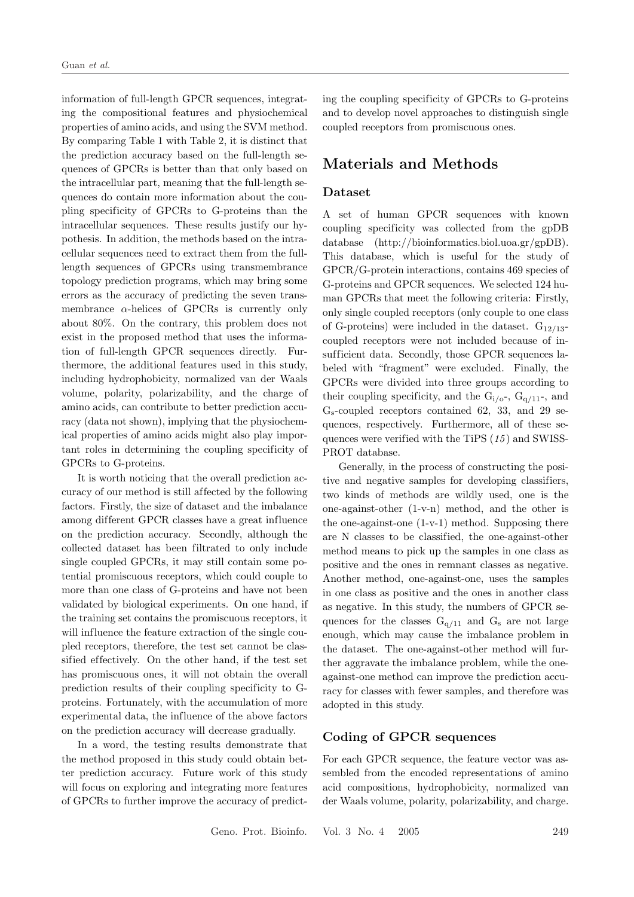information of full-length GPCR sequences, integrating the compositional features and physiochemical properties of amino acids, and using the SVM method. By comparing Table 1 with Table 2, it is distinct that the prediction accuracy based on the full-length sequences of GPCRs is better than that only based on the intracellular part, meaning that the full-length sequences do contain more information about the coupling specificity of GPCRs to G-proteins than the intracellular sequences. These results justify our hypothesis. In addition, the methods based on the intracellular sequences need to extract them from the full-length sequences of GPCRs using transmembrance topology prediction programs, which may bring some errors as the accuracy of predicting the seven transmembrance $\alpha$-helices of GPCRs is currently only about 80%. On the contrary, this problem does not exist in the proposed method that uses the information of full-length GPCR sequences directly. Furthermore, the additional features used in this study, including hydrophobicity, normalized van der Waals volume, polarity, polarizability, and the charge of amino acids, can contribute to better prediction accuracy (data not shown), implying that the physiochemical properties of amino acids might also play important roles in determining the coupling specificity of GPCRs to G-proteins.

It is worth noticing that the overall prediction accuracy of our method is still affected by the following factors. Firstly, the size of dataset and the imbalance among different GPCR classes have a great influence on the prediction accuracy. Secondly, although the collected dataset has been filtrated to only include single coupled GPCRs, it may still contain some potential promiscuous receptors, which could couple to more than one class of G-proteins and have not been validated by biological experiments. On one hand, if the training set contains the promiscuous receptors, it will influence the feature extraction of the single coupled receptors, therefore, the test set cannot be classified effectively. On the other hand, if the test set has promiscuous ones, it will not obtain the overall prediction results of their coupling specificity to G-proteins. Fortunately, with the accumulation of more experimental data, the influence of the above factors on the prediction accuracy will decrease gradually.

In a word, the testing results demonstrate that the method proposed in this study could obtain better prediction accuracy. Future work of this study will focus on exploring and integrating more features of GPCRs to further improve the accuracy of predicting the coupling specificity of GPCRs to G-proteins and to develop novel approaches to distinguish single coupled receptors from promiscuous ones.

# Materials and Methods

## Dataset

A set of human GPCR sequences with known coupling specificity was collected from the gpDB database (http://bioinformatics.biol.uoa.gr/gpDB). This database, which is useful for the study of GPCR/G-protein interactions, contains 469 species of G-proteins and GPCR sequences. We selected 124 human GPCRs that meet the following criteria: Firstly, only single coupled receptors (only couple to one class of G-proteins) were included in the dataset. $G_{12/13}$-coupled receptors were not included because of insufficient data. Secondly, those GPCR sequences labeled with "fragment" were excluded. Finally, the GPCRs were divided into three groups according to their coupling specificity, and the $G_{i/o}$-, $G_{q/11}$-, and $G_s$-coupled receptors contained 62, 33, and 29 sequences, respectively. Furthermore, all of these sequences were verified with the TiPS (*15*) and SWISS-PROT database.

Generally, in the process of constructing the positive and negative samples for developing classifiers, two kinds of methods are wildly used, one is the one-against-other (1-v-n) method, and the other is the one-against-one (1-v-1) method. Supposing there are N classes to be classified, the one-against-other method means to pick up the samples in one class as positive and the ones in remnant classes as negative. Another method, one-against-one, uses the samples in one class as positive and the ones in another class as negative. In this study, the numbers of GPCR sequences for the classes $G_{q/11}$ and $G_s$ are not large enough, which may cause the imbalance problem in the dataset. The one-against-other method will further aggravate the imbalance problem, while the one-against-one method can improve the prediction accuracy for classes with fewer samples, and therefore was adopted in this study.

## Coding of GPCR sequences

For each GPCR sequence, the feature vector was assembled from the encoded representations of amino acid compositions, hydrophobicity, normalized van der Waals volume, polarity, polarizability, and charge.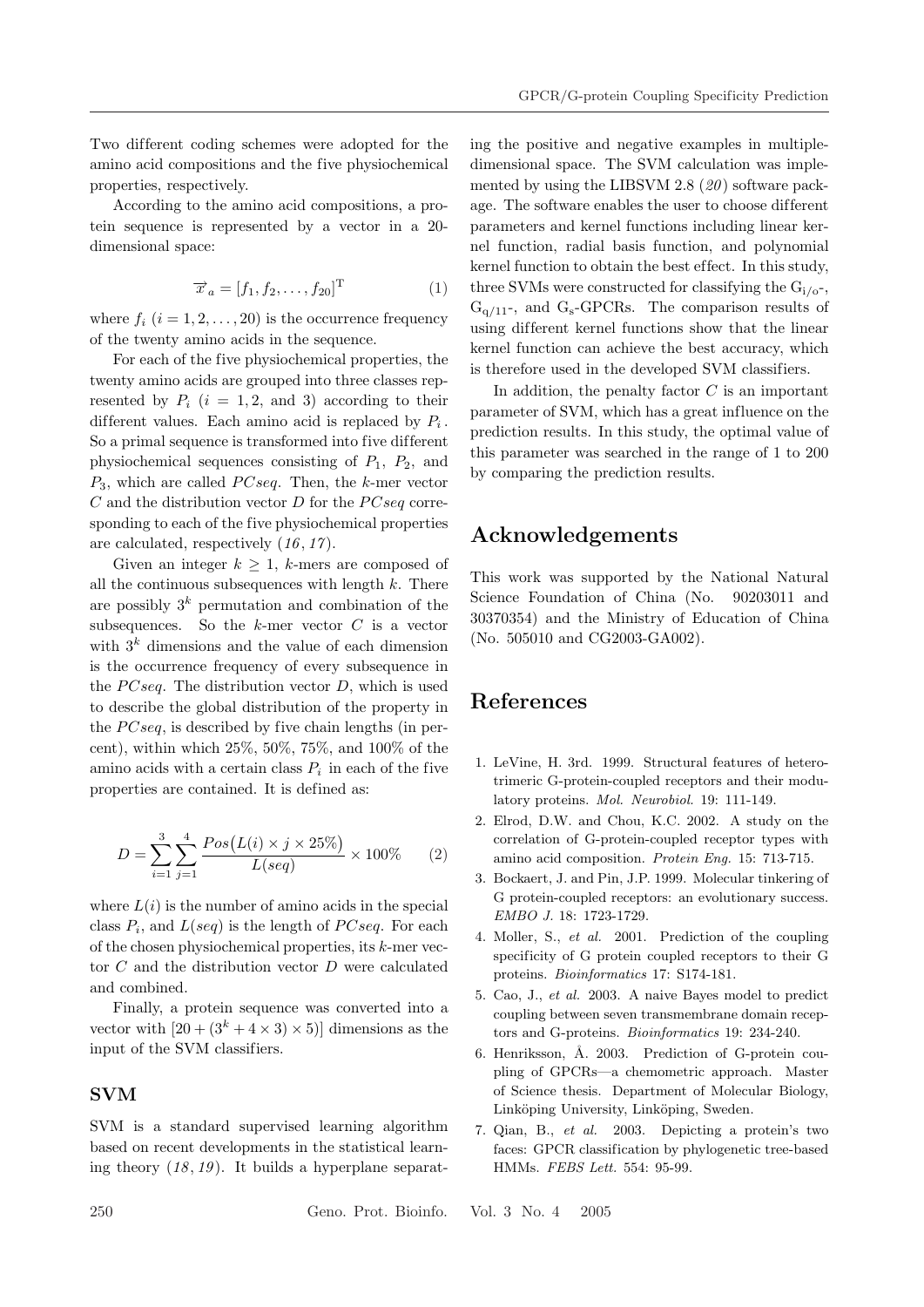Two different coding schemes were adopted for the amino acid compositions and the five physiochemical properties, respectively.

According to the amino acid compositions, a protein sequence is represented by a vector in a 20-dimensional space:

$$\overrightarrow{x}_a = [f_1, f_2, \ldots, f_{20}]^{\mathrm{T}} \tag{1}$$

where $f_i$ ($i = 1, 2, \ldots, 20$) is the occurrence frequency of the twenty amino acids in the sequence.

For each of the five physiochemical properties, the twenty amino acids are grouped into three classes represented by $P_i$ ($i = 1, 2$, and 3) according to their different values. Each amino acid is replaced by $P_i$. So a primal sequence is transformed into five different physiochemical sequences consisting of $P_1$, $P_2$, and $P_3$, which are called *PCseq*. Then, the $k$-mer vector $C$ and the distribution vector $D$ for the *PCseq* corresponding to each of the five physiochemical properties are calculated, respectively (*16*, *17*).

Given an integer $k \geq 1$, $k$-mers are composed of all the continuous subsequences with length $k$. There are possibly $3^k$ permutation and combination of the subsequences. So the $k$-mer vector $C$ is a vector with $3^k$ dimensions and the value of each dimension is the occurrence frequency of every subsequence in the *PCseq*. The distribution vector $D$, which is used to describe the global distribution of the property in the *PCseq*, is described by five chain lengths (in percent), within which 25%, 50%, 75%, and 100% of the amino acids with a certain class $P_i$ in each of the five properties are contained. It is defined as:

$$D = \sum_{i=1}^{3} \sum_{j=1}^{4} \frac{Pos\big(L(i) \times j \times 25\%\big)}{L(seq)} \times 100\% \tag{2}$$

where $L(i)$ is the number of amino acids in the special class $P_i$, and $L(seq)$ is the length of *PCseq*. For each of the chosen physiochemical properties, its $k$-mer vector $C$ and the distribution vector $D$ were calculated and combined.

Finally, a protein sequence was converted into a vector with $[20 + (3^k + 4 \times 3) \times 5)]$ dimensions as the input of the SVM classifiers.

### SVM

SVM is a standard supervised learning algorithm based on recent developments in the statistical learning theory (*18*, *19*). It builds a hyperplane separating the positive and negative examples in multiple-dimensional space. The SVM calculation was implemented by using the LIBSVM 2.8 (*20*) software package. The software enables the user to choose different parameters and kernel functions including linear kernel function, radial basis function, and polynomial kernel function to obtain the best effect. In this study, three SVMs were constructed for classifying the $\mathrm{G_{i/o}}$-, $\mathrm{G_{q/11}}$-, and $\mathrm{G_s}$-GPCRs. The comparison results of using different kernel functions show that the linear kernel function can achieve the best accuracy, which is therefore used in the developed SVM classifiers.

In addition, the penalty factor $C$ is an important parameter of SVM, which has a great influence on the prediction results. In this study, the optimal value of this parameter was searched in the range of 1 to 200 by comparing the prediction results.

## Acknowledgements

This work was supported by the National Natural Science Foundation of China (No. 90203011 and 30370354) and the Ministry of Education of China (No. 505010 and CG2003-GA002).

## References

1. LeVine, H. 3rd. 1999. Structural features of heterotrimeric G-protein-coupled receptors and their modulatory proteins. *Mol. Neurobiol.* 19: 111-149.
2. Elrod, D.W. and Chou, K.C. 2002. A study on the correlation of G-protein-coupled receptor types with amino acid composition. *Protein Eng.* 15: 713-715.
3. Bockaert, J. and Pin, J.P. 1999. Molecular tinkering of G protein-coupled receptors: an evolutionary success. *EMBO J.* 18: 1723-1729.
4. Moller, S., *et al.* 2001. Prediction of the coupling specificity of G protein coupled receptors to their G proteins. *Bioinformatics* 17: S174-181.
5. Cao, J., *et al.* 2003. A naive Bayes model to predict coupling between seven transmembrane domain receptors and G-proteins. *Bioinformatics* 19: 234-240.
6. Henriksson, Å. 2003. Prediction of G-protein coupling of GPCRs—a chemometric approach. Master of Science thesis. Department of Molecular Biology, Linköping University, Linköping, Sweden.
7. Qian, B., *et al.* 2003. Depicting a protein's two faces: GPCR classification by phylogenetic tree-based HMMs. *FEBS Lett.* 554: 95-99.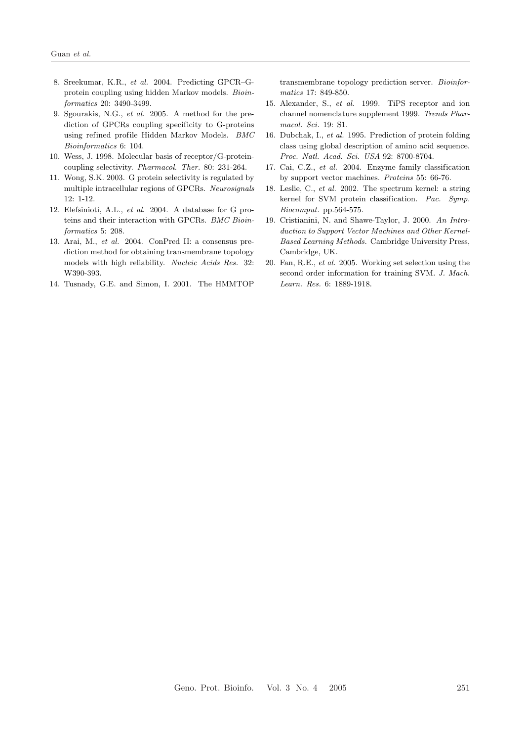8. Sreekumar, K.R., *et al.* 2004. Predicting GPCR–G-protein coupling using hidden Markov models. *Bioinformatics* 20: 3490-3499.
9. Sgourakis, N.G., *et al.* 2005. A method for the prediction of GPCRs coupling specificity to G-proteins using refined profile Hidden Markov Models. *BMC Bioinformatics* 6: 104.
10. Wess, J. 1998. Molecular basis of receptor/G-protein-coupling selectivity. *Pharmacol. Ther.* 80: 231-264.
11. Wong, S.K. 2003. G protein selectivity is regulated by multiple intracellular regions of GPCRs. *Neurosignals* 12: 1-12.
12. Elefsinioti, A.L., *et al.* 2004. A database for G proteins and their interaction with GPCRs. *BMC Bioinformatics* 5: 208.
13. Arai, M., *et al.* 2004. ConPred II: a consensus prediction method for obtaining transmembrane topology models with high reliability. *Nucleic Acids Res.* 32: W390-393.
14. Tusnady, G.E. and Simon, I. 2001. The HMMTOP transmembrane topology prediction server. *Bioinformatics* 17: 849-850.
15. Alexander, S., *et al.* 1999. TiPS receptor and ion channel nomenclature supplement 1999. *Trends Pharmacol. Sci.* 19: S1.
16. Dubchak, I., *et al.* 1995. Prediction of protein folding class using global description of amino acid sequence. *Proc. Natl. Acad. Sci. USA* 92: 8700-8704.
17. Cai, C.Z., *et al.* 2004. Enzyme family classification by support vector machines. *Proteins* 55: 66-76.
18. Leslie, C., *et al.* 2002. The spectrum kernel: a string kernel for SVM protein classification. *Pac. Symp. Biocomput.* pp.564-575.
19. Cristianini, N. and Shawe-Taylor, J. 2000. *An Introduction to Support Vector Machines and Other Kernel-Based Learning Methods.* Cambridge University Press, Cambridge, UK.
20. Fan, R.E., *et al.* 2005. Working set selection using the second order information for training SVM. *J. Mach. Learn. Res.* 6: 1889-1918.